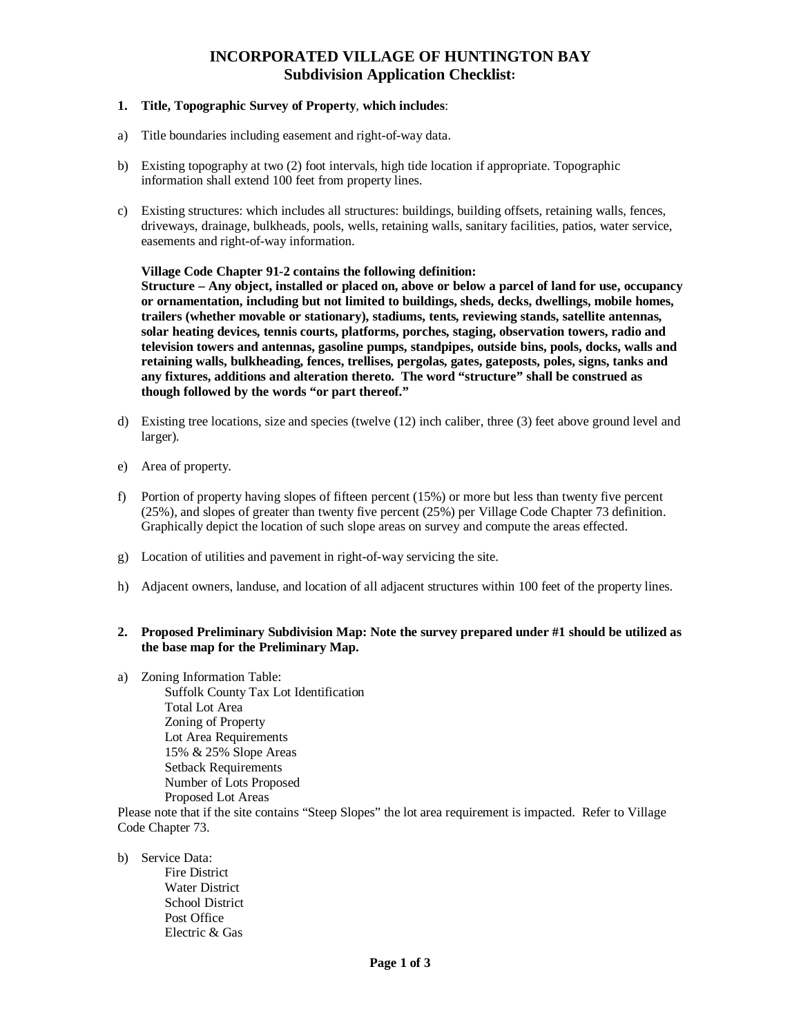# INCORPORATED VILLAGE OF HUNTINGTON BAY
## Subdivision Application Checklist:

**1. Title, Topographic Survey of Property, which includes:**

a) Title boundaries including easement and right-of-way data.

b) Existing topography at two (2) foot intervals, high tide location if appropriate. Topographic information shall extend 100 feet from property lines.

c) Existing structures: which includes all structures: buildings, building offsets, retaining walls, fences, driveways, drainage, bulkheads, pools, wells, retaining walls, sanitary facilities, patios, water service, easements and right-of-way information.

**Village Code Chapter 91-2 contains the following definition:**
**Structure – Any object, installed or placed on, above or below a parcel of land for use, occupancy or ornamentation, including but not limited to buildings, sheds, decks, dwellings, mobile homes, trailers (whether movable or stationary), stadiums, tents, reviewing stands, satellite antennas, solar heating devices, tennis courts, platforms, porches, staging, observation towers, radio and television towers and antennas, gasoline pumps, standpipes, outside bins, pools, docks, walls and retaining walls, bulkheading, fences, trellises, pergolas, gates, gateposts, poles, signs, tanks and any fixtures, additions and alteration thereto. The word "structure" shall be construed as though followed by the words "or part thereof."**

d) Existing tree locations, size and species (twelve (12) inch caliber, three (3) feet above ground level and larger).

e) Area of property.

f) Portion of property having slopes of fifteen percent (15%) or more but less than twenty five percent (25%), and slopes of greater than twenty five percent (25%) per Village Code Chapter 73 definition. Graphically depict the location of such slope areas on survey and compute the areas effected.

g) Location of utilities and pavement in right-of-way servicing the site.

h) Adjacent owners, landuse, and location of all adjacent structures within 100 feet of the property lines.

**2. Proposed Preliminary Subdivision Map: Note the survey prepared under #1 should be utilized as the base map for the Preliminary Map.**

a) Zoning Information Table:
   - Suffolk County Tax Lot Identification
   - Total Lot Area
   - Zoning of Property
   - Lot Area Requirements
   - 15% & 25% Slope Areas
   - Setback Requirements
   - Number of Lots Proposed
   - Proposed Lot Areas

Please note that if the site contains "Steep Slopes" the lot area requirement is impacted. Refer to Village Code Chapter 73.

b) Service Data:
   - Fire District
   - Water District
   - School District
   - Post Office
   - Electric & Gas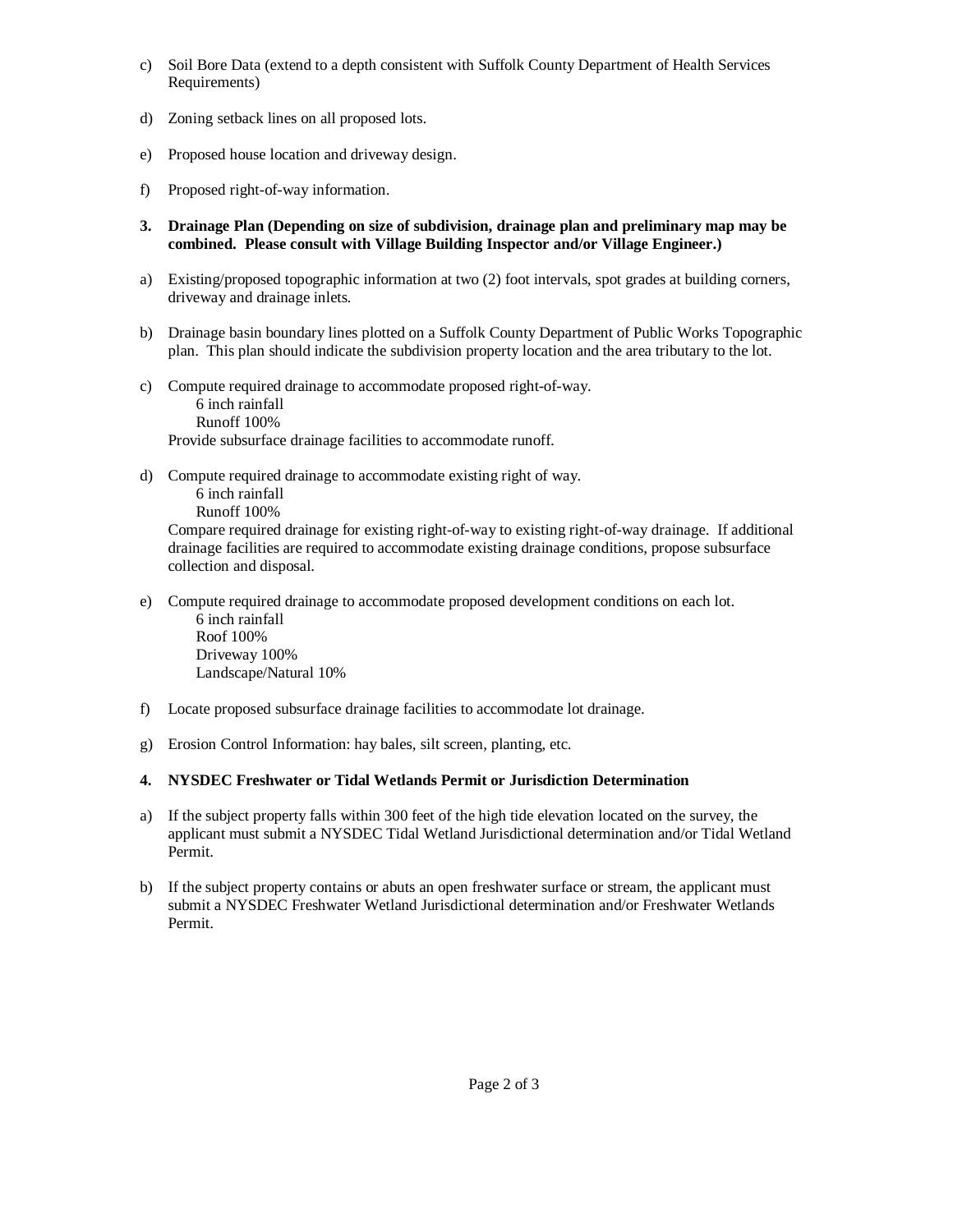c) Soil Bore Data (extend to a depth consistent with Suffolk County Department of Health Services Requirements)

d) Zoning setback lines on all proposed lots.

e) Proposed house location and driveway design.

f) Proposed right-of-way information.

**3. Drainage Plan (Depending on size of subdivision, drainage plan and preliminary map may be combined. Please consult with Village Building Inspector and/or Village Engineer.)**

a) Existing/proposed topographic information at two (2) foot intervals, spot grades at building corners, driveway and drainage inlets.

b) Drainage basin boundary lines plotted on a Suffolk County Department of Public Works Topographic plan. This plan should indicate the subdivision property location and the area tributary to the lot.

c) Compute required drainage to accommodate proposed right-of-way.
   6 inch rainfall
   Runoff 100%
   Provide subsurface drainage facilities to accommodate runoff.

d) Compute required drainage to accommodate existing right of way.
   6 inch rainfall
   Runoff 100%
   Compare required drainage for existing right-of-way to existing right-of-way drainage. If additional drainage facilities are required to accommodate existing drainage conditions, propose subsurface collection and disposal.

e) Compute required drainage to accommodate proposed development conditions on each lot.
   6 inch rainfall
   Roof 100%
   Driveway 100%
   Landscape/Natural 10%

f) Locate proposed subsurface drainage facilities to accommodate lot drainage.

g) Erosion Control Information: hay bales, silt screen, planting, etc.

**4. NYSDEC Freshwater or Tidal Wetlands Permit or Jurisdiction Determination**

a) If the subject property falls within 300 feet of the high tide elevation located on the survey, the applicant must submit a NYSDEC Tidal Wetland Jurisdictional determination and/or Tidal Wetland Permit.

b) If the subject property contains or abuts an open freshwater surface or stream, the applicant must submit a NYSDEC Freshwater Wetland Jurisdictional determination and/or Freshwater Wetlands Permit.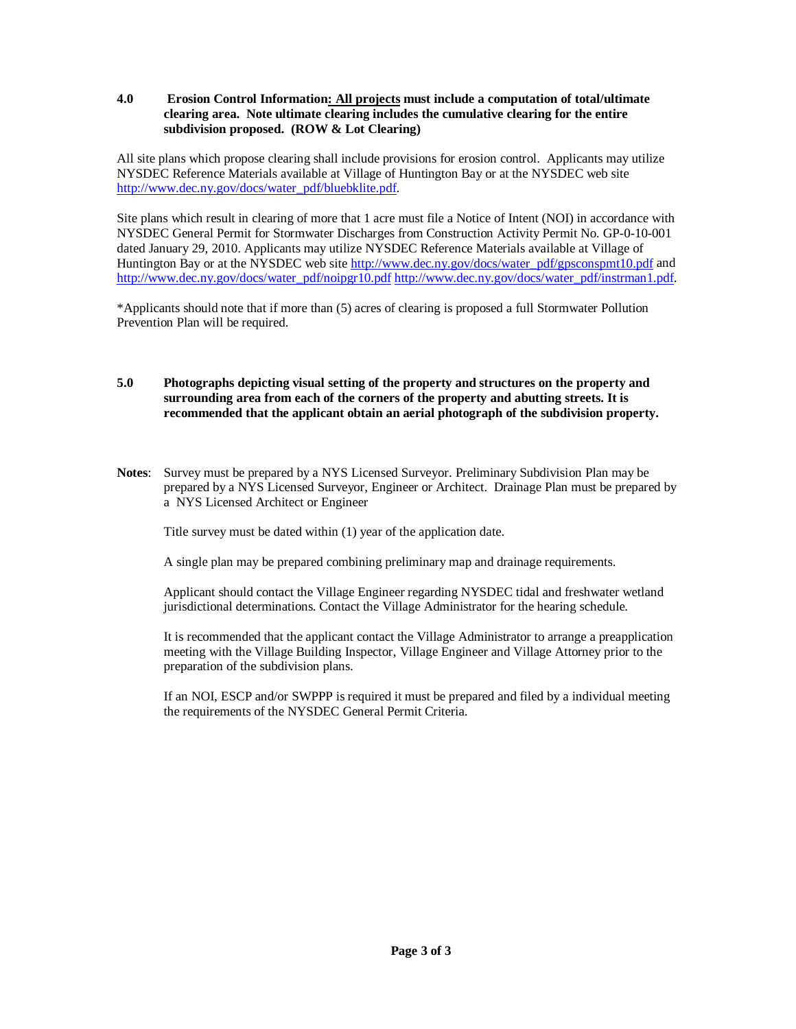**4.0 Erosion Control Information: All projects must include a computation of total/ultimate clearing area. Note ultimate clearing includes the cumulative clearing for the entire subdivision proposed. (ROW & Lot Clearing)**

All site plans which propose clearing shall include provisions for erosion control. Applicants may utilize NYSDEC Reference Materials available at Village of Huntington Bay or at the NYSDEC web site http://www.dec.ny.gov/docs/water_pdf/bluebklite.pdf.

Site plans which result in clearing of more that 1 acre must file a Notice of Intent (NOI) in accordance with NYSDEC General Permit for Stormwater Discharges from Construction Activity Permit No. GP-0-10-001 dated January 29, 2010. Applicants may utilize NYSDEC Reference Materials available at Village of Huntington Bay or at the NYSDEC web site http://www.dec.ny.gov/docs/water_pdf/gpsconspmt10.pdf and http://www.dec.ny.gov/docs/water_pdf/noipgr10.pdf http://www.dec.ny.gov/docs/water_pdf/instrman1.pdf.

*Applicants should note that if more than (5) acres of clearing is proposed a full Stormwater Pollution Prevention Plan will be required.

**5.0 Photographs depicting visual setting of the property and structures on the property and surrounding area from each of the corners of the property and abutting streets. It is recommended that the applicant obtain an aerial photograph of the subdivision property.**

**Notes**: Survey must be prepared by a NYS Licensed Surveyor. Preliminary Subdivision Plan may be prepared by a NYS Licensed Surveyor, Engineer or Architect. Drainage Plan must be prepared by a NYS Licensed Architect or Engineer

Title survey must be dated within (1) year of the application date.

A single plan may be prepared combining preliminary map and drainage requirements.

Applicant should contact the Village Engineer regarding NYSDEC tidal and freshwater wetland jurisdictional determinations. Contact the Village Administrator for the hearing schedule.

It is recommended that the applicant contact the Village Administrator to arrange a preapplication meeting with the Village Building Inspector, Village Engineer and Village Attorney prior to the preparation of the subdivision plans.

If an NOI, ESCP and/or SWPPP is required it must be prepared and filed by a individual meeting the requirements of the NYSDEC General Permit Criteria.